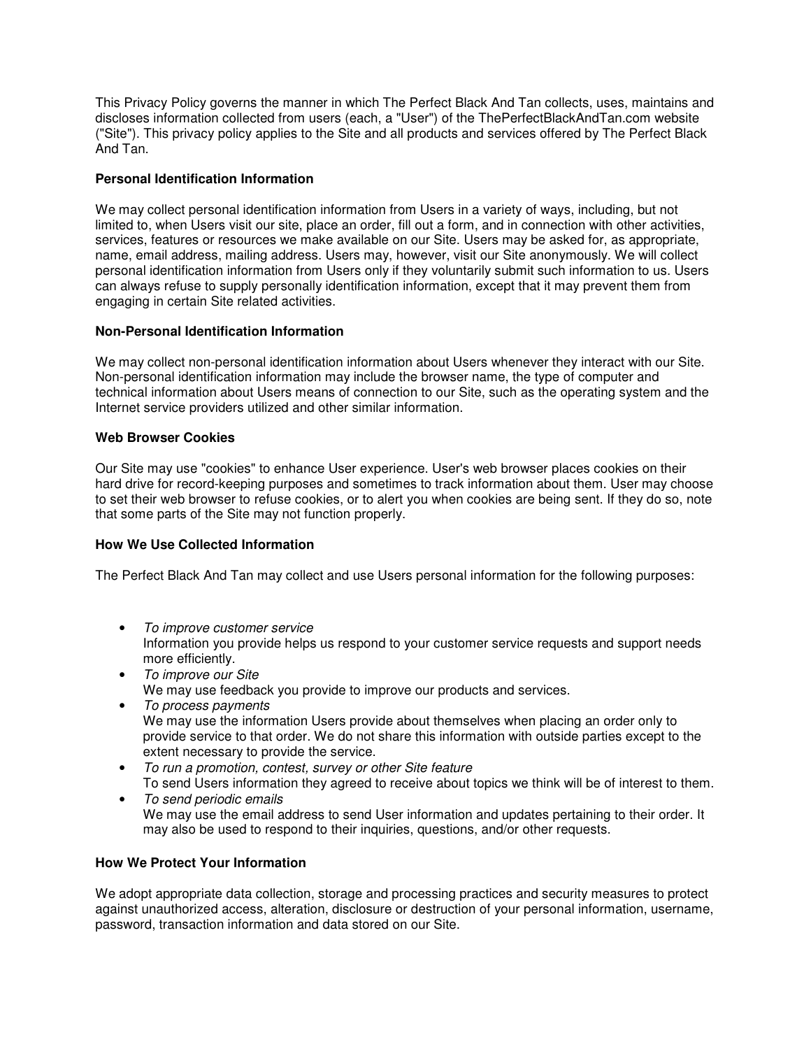This Privacy Policy governs the manner in which The Perfect Black And Tan collects, uses, maintains and discloses information collected from users (each, a "User") of the ThePerfectBlackAndTan.com website ("Site"). This privacy policy applies to the Site and all products and services offered by The Perfect Black And Tan.

**Personal Identification Information**

We may collect personal identification information from Users in a variety of ways, including, but not limited to, when Users visit our site, place an order, fill out a form, and in connection with other activities, services, features or resources we make available on our Site. Users may be asked for, as appropriate, name, email address, mailing address. Users may, however, visit our Site anonymously. We will collect personal identification information from Users only if they voluntarily submit such information to us. Users can always refuse to supply personally identification information, except that it may prevent them from engaging in certain Site related activities.

**Non-Personal Identification Information**

We may collect non-personal identification information about Users whenever they interact with our Site. Non-personal identification information may include the browser name, the type of computer and technical information about Users means of connection to our Site, such as the operating system and the Internet service providers utilized and other similar information.

**Web Browser Cookies**

Our Site may use "cookies" to enhance User experience. User's web browser places cookies on their hard drive for record-keeping purposes and sometimes to track information about them. User may choose to set their web browser to refuse cookies, or to alert you when cookies are being sent. If they do so, note that some parts of the Site may not function properly.

**How We Use Collected Information**

The Perfect Black And Tan may collect and use Users personal information for the following purposes:

- *To improve customer service*
  Information you provide helps us respond to your customer service requests and support needs more efficiently.
- *To improve our Site*
  We may use feedback you provide to improve our products and services.
- *To process payments*
  We may use the information Users provide about themselves when placing an order only to provide service to that order. We do not share this information with outside parties except to the extent necessary to provide the service.
- *To run a promotion, contest, survey or other Site feature*
  To send Users information they agreed to receive about topics we think will be of interest to them.
- *To send periodic emails*
  We may use the email address to send User information and updates pertaining to their order. It may also be used to respond to their inquiries, questions, and/or other requests.

**How We Protect Your Information**

We adopt appropriate data collection, storage and processing practices and security measures to protect against unauthorized access, alteration, disclosure or destruction of your personal information, username, password, transaction information and data stored on our Site.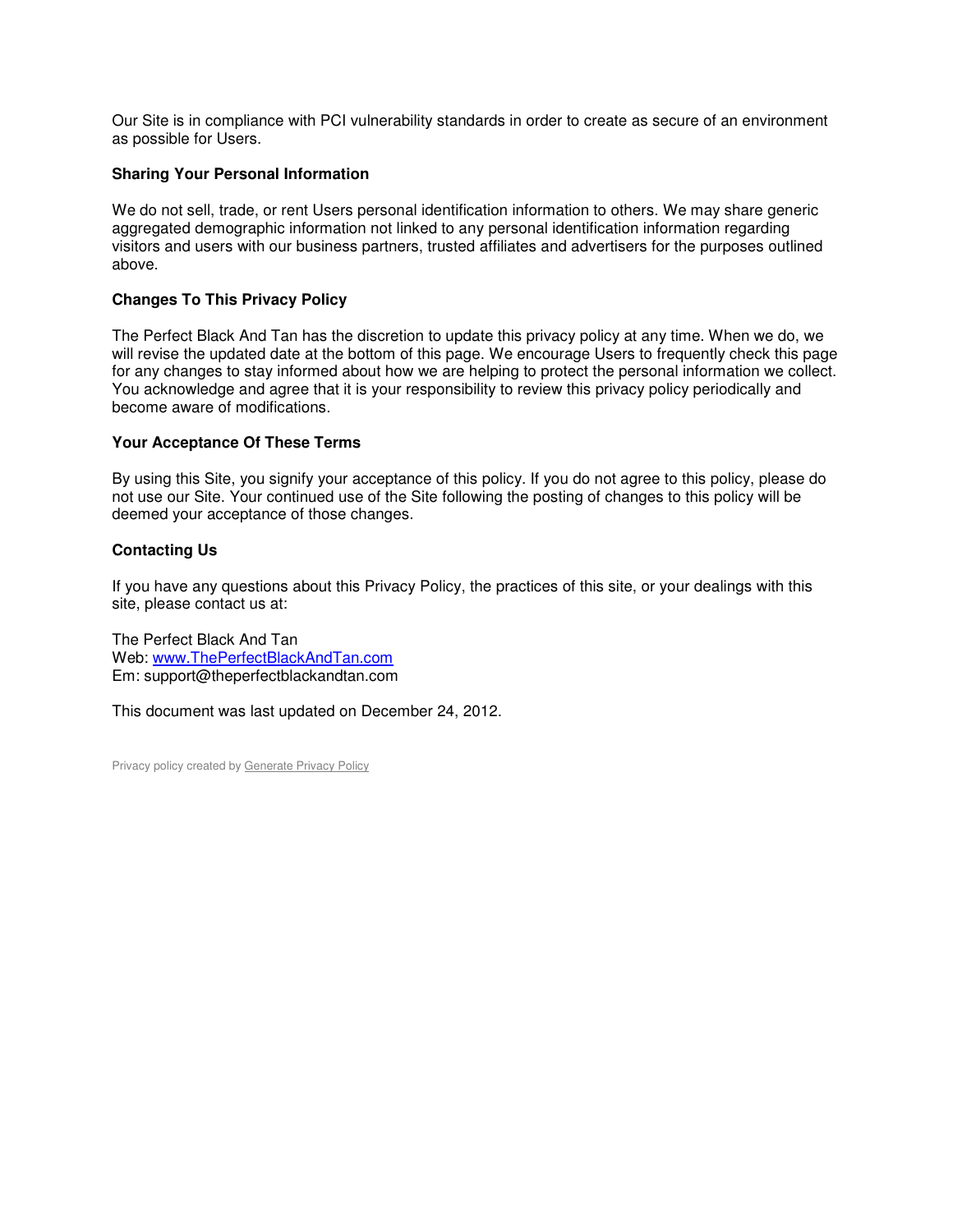Our Site is in compliance with PCI vulnerability standards in order to create as secure of an environment as possible for Users.

**Sharing Your Personal Information**

We do not sell, trade, or rent Users personal identification information to others. We may share generic aggregated demographic information not linked to any personal identification information regarding visitors and users with our business partners, trusted affiliates and advertisers for the purposes outlined above.

**Changes To This Privacy Policy**

The Perfect Black And Tan has the discretion to update this privacy policy at any time. When we do, we will revise the updated date at the bottom of this page. We encourage Users to frequently check this page for any changes to stay informed about how we are helping to protect the personal information we collect. You acknowledge and agree that it is your responsibility to review this privacy policy periodically and become aware of modifications.

**Your Acceptance Of These Terms**

By using this Site, you signify your acceptance of this policy. If you do not agree to this policy, please do not use our Site. Your continued use of the Site following the posting of changes to this policy will be deemed your acceptance of those changes.

**Contacting Us**

If you have any questions about this Privacy Policy, the practices of this site, or your dealings with this site, please contact us at:

The Perfect Black And Tan
Web: [www.ThePerfectBlackAndTan.com](http://www.ThePerfectBlackAndTan.com)
Em: support@theperfectblackandtan.com

This document was last updated on December 24, 2012.

Privacy policy created by Generate Privacy Policy